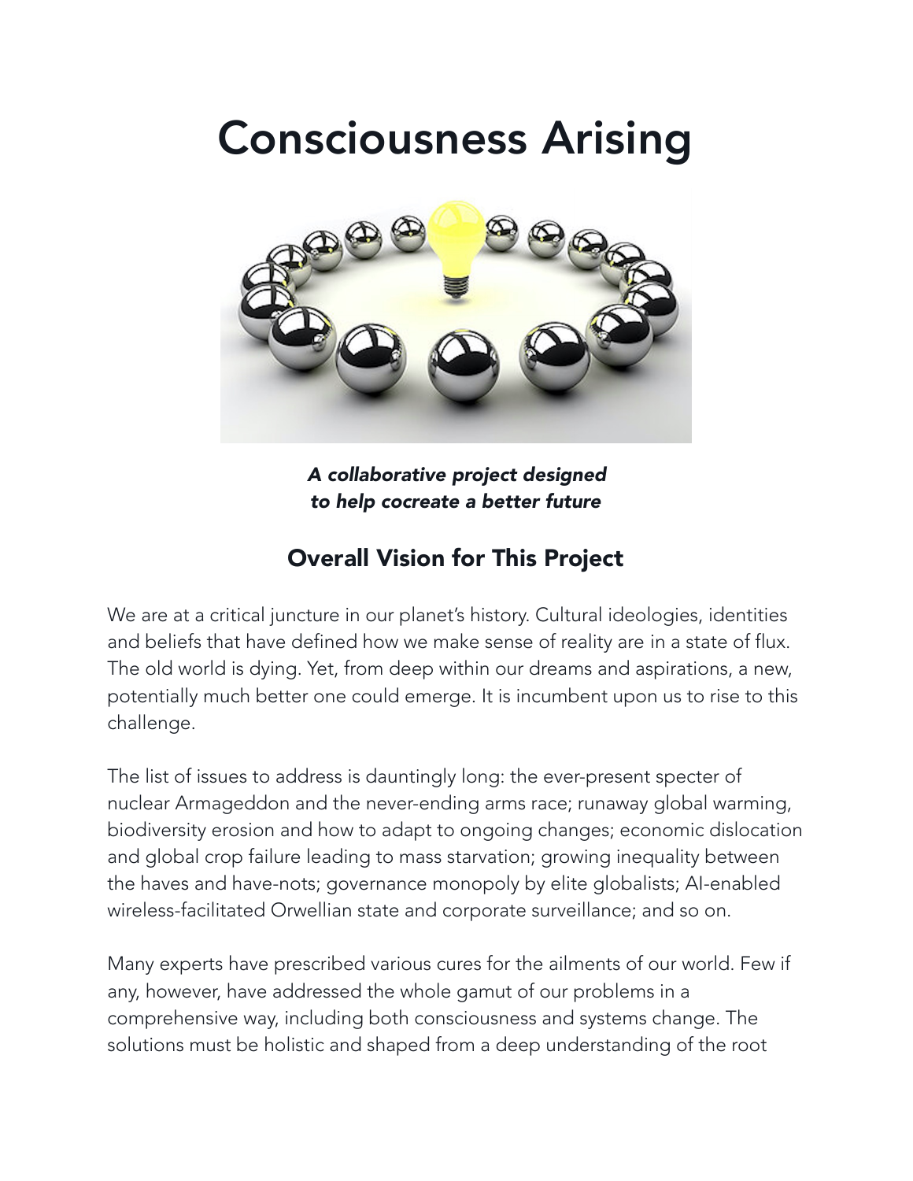# Consciousness Arising

***A collaborative project designed to help cocreate a better future***

## Overall Vision for This Project

We are at a critical juncture in our planet's history. Cultural ideologies, identities and beliefs that have defined how we make sense of reality are in a state of flux. The old world is dying. Yet, from deep within our dreams and aspirations, a new, potentially much better one could emerge. It is incumbent upon us to rise to this challenge.

The list of issues to address is dauntingly long: the ever-present specter of nuclear Armageddon and the never-ending arms race; runaway global warming, biodiversity erosion and how to adapt to ongoing changes; economic dislocation and global crop failure leading to mass starvation; growing inequality between the haves and have-nots; governance monopoly by elite globalists; AI-enabled wireless-facilitated Orwellian state and corporate surveillance; and so on.

Many experts have prescribed various cures for the ailments of our world. Few if any, however, have addressed the whole gamut of our problems in a comprehensive way, including both consciousness and systems change. The solutions must be holistic and shaped from a deep understanding of the root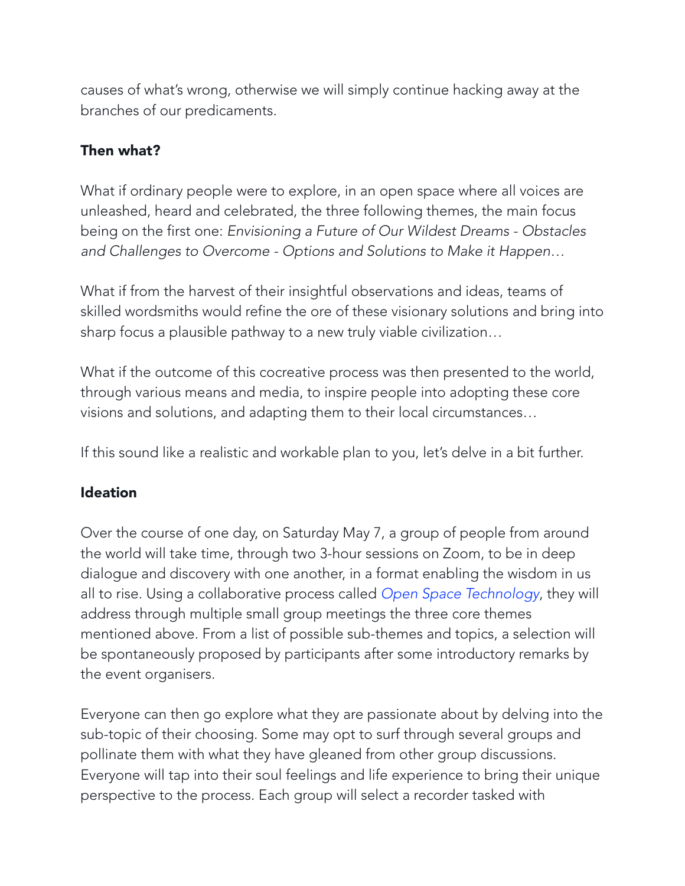causes of what's wrong, otherwise we will simply continue hacking away at the branches of our predicaments.

**Then what?**

What if ordinary people were to explore, in an open space where all voices are unleashed, heard and celebrated, the three following themes, the main focus being on the first one: *Envisioning a Future of Our Wildest Dreams - Obstacles and Challenges to Overcome - Options and Solutions to Make it Happen…*

What if from the harvest of their insightful observations and ideas, teams of skilled wordsmiths would refine the ore of these visionary solutions and bring into sharp focus a plausible pathway to a new truly viable civilization…

What if the outcome of this cocreative process was then presented to the world, through various means and media, to inspire people into adopting these core visions and solutions, and adapting them to their local circumstances…

If this sound like a realistic and workable plan to you, let's delve in a bit further.

**Ideation**

Over the course of one day, on Saturday May 7, a group of people from around the world will take time, through two 3-hour sessions on Zoom, to be in deep dialogue and discovery with one another, in a format enabling the wisdom in us all to rise. Using a collaborative process called *Open Space Technology*, they will address through multiple small group meetings the three core themes mentioned above. From a list of possible sub-themes and topics, a selection will be spontaneously proposed by participants after some introductory remarks by the event organisers.

Everyone can then go explore what they are passionate about by delving into the sub-topic of their choosing. Some may opt to surf through several groups and pollinate them with what they have gleaned from other group discussions. Everyone will tap into their soul feelings and life experience to bring their unique perspective to the process. Each group will select a recorder tasked with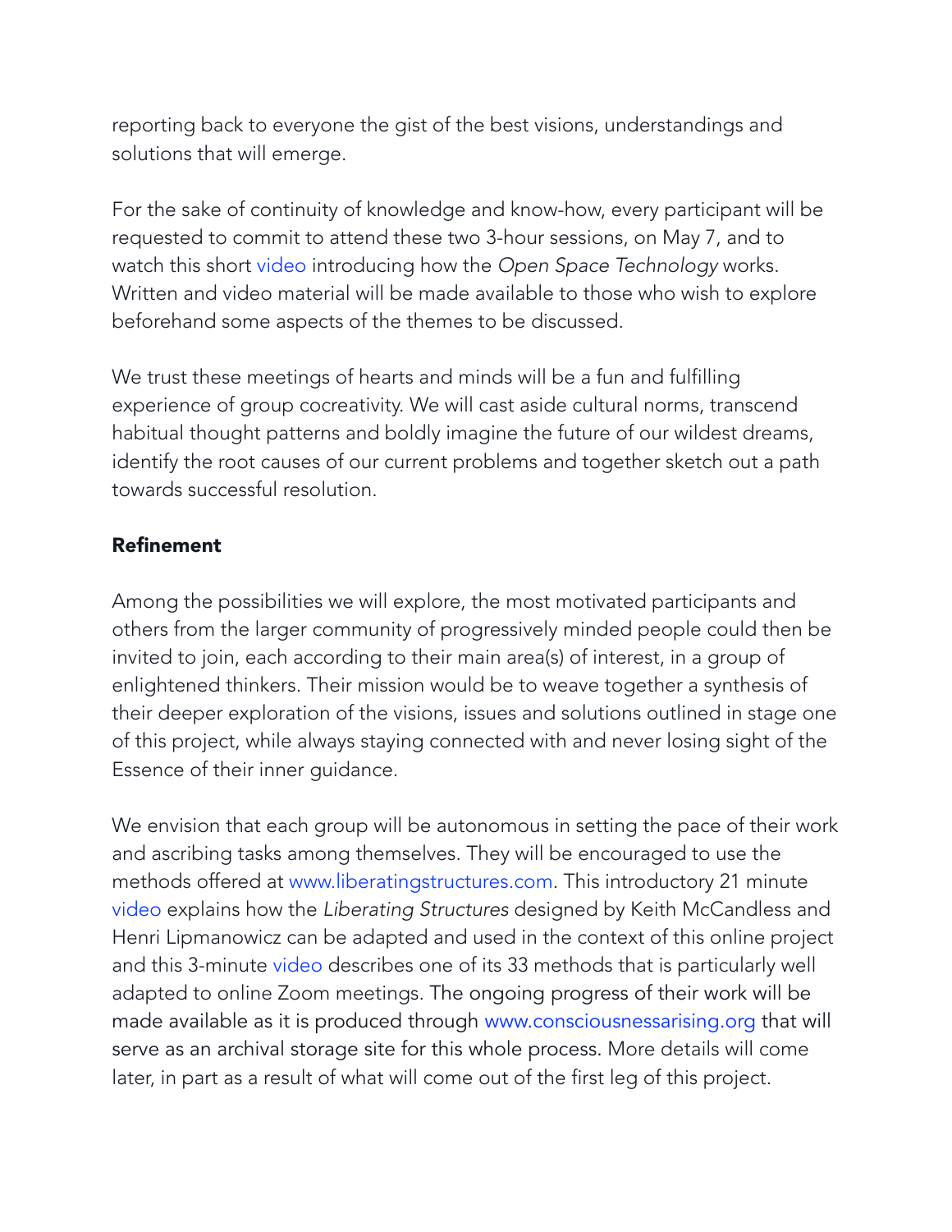reporting back to everyone the gist of the best visions, understandings and solutions that will emerge.

For the sake of continuity of knowledge and know-how, every participant will be requested to commit to attend these two 3-hour sessions, on May 7, and to watch this short video introducing how the *Open Space Technology* works. Written and video material will be made available to those who wish to explore beforehand some aspects of the themes to be discussed.

We trust these meetings of hearts and minds will be a fun and fulfilling experience of group cocreativity. We will cast aside cultural norms, transcend habitual thought patterns and boldly imagine the future of our wildest dreams, identify the root causes of our current problems and together sketch out a path towards successful resolution.

**Refinement**

Among the possibilities we will explore, the most motivated participants and others from the larger community of progressively minded people could then be invited to join, each according to their main area(s) of interest, in a group of enlightened thinkers. Their mission would be to weave together a synthesis of their deeper exploration of the visions, issues and solutions outlined in stage one of this project, while always staying connected with and never losing sight of the Essence of their inner guidance.

We envision that each group will be autonomous in setting the pace of their work and ascribing tasks among themselves. They will be encouraged to use the methods offered at www.liberatingstructures.com. This introductory 21 minute video explains how the *Liberating Structures* designed by Keith McCandless and Henri Lipmanowicz can be adapted and used in the context of this online project and this 3-minute video describes one of its 33 methods that is particularly well adapted to online Zoom meetings. The ongoing progress of their work will be made available as it is produced through www.consciousnessarising.org that will serve as an archival storage site for this whole process. More details will come later, in part as a result of what will come out of the first leg of this project.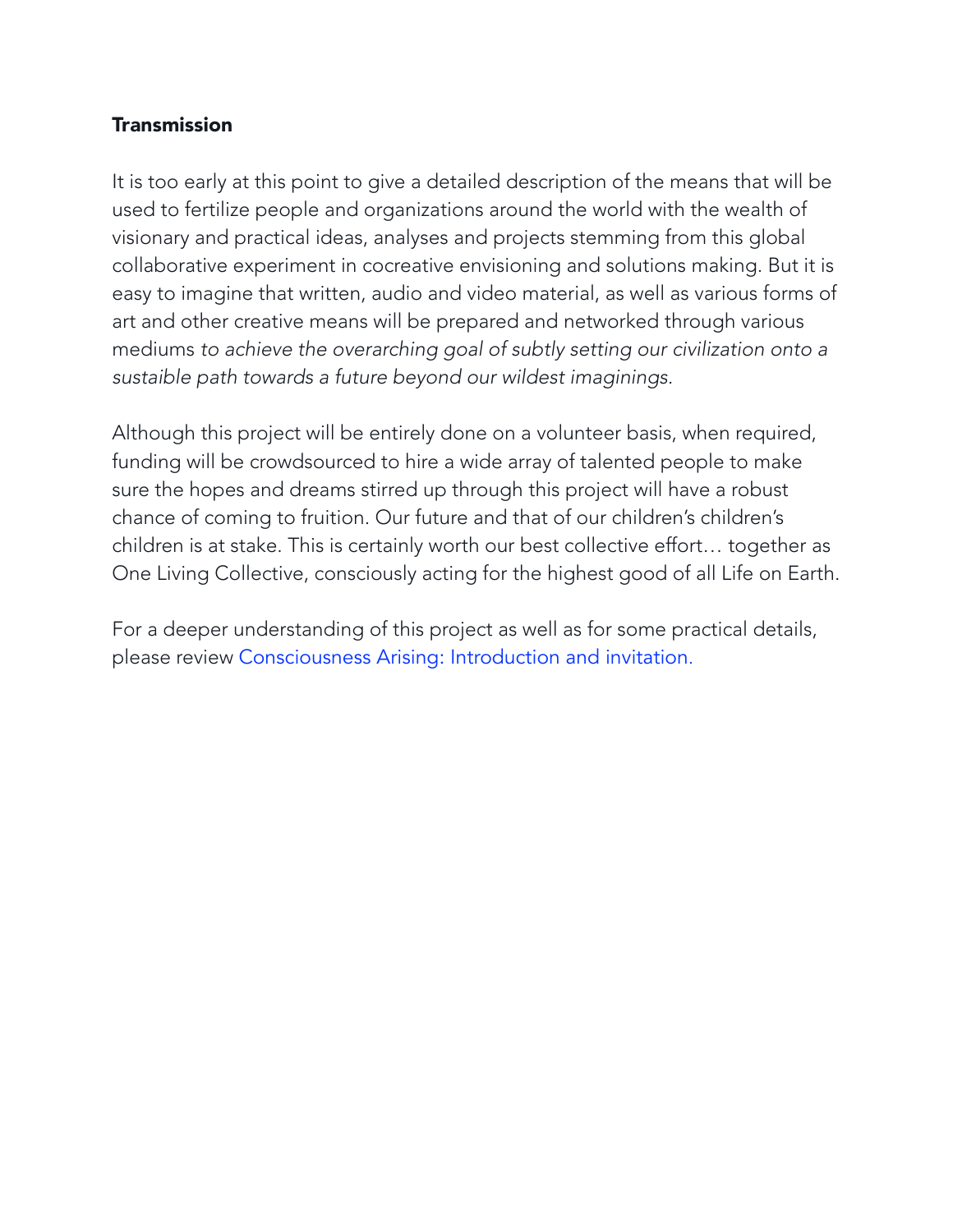**Transmission**

It is too early at this point to give a detailed description of the means that will be used to fertilize people and organizations around the world with the wealth of visionary and practical ideas, analyses and projects stemming from this global collaborative experiment in cocreative envisioning and solutions making. But it is easy to imagine that written, audio and video material, as well as various forms of art and other creative means will be prepared and networked through various mediums *to achieve the overarching goal of subtly setting our civilization onto a sustaible path towards a future beyond our wildest imaginings.*

Although this project will be entirely done on a volunteer basis, when required, funding will be crowdsourced to hire a wide array of talented people to make sure the hopes and dreams stirred up through this project will have a robust chance of coming to fruition. Our future and that of our children's children's children is at stake. This is certainly worth our best collective effort… together as One Living Collective, consciously acting for the highest good of all Life on Earth.

For a deeper understanding of this project as well as for some practical details, please review Consciousness Arising: Introduction and invitation.